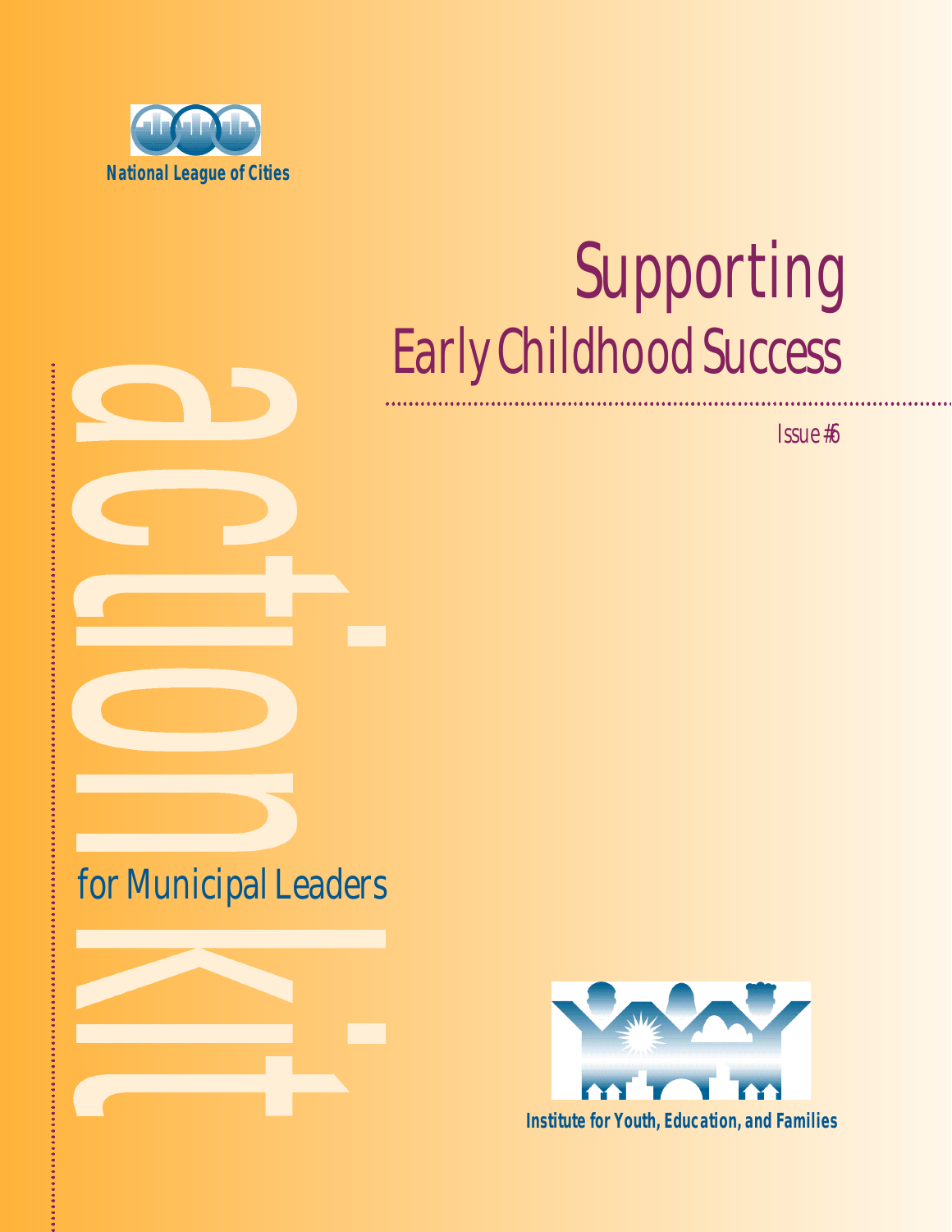National League of Cities

# Supporting
## Early Childhood Success

Issue #6

action kit

for Municipal Leaders

Institute for Youth, Education, and Families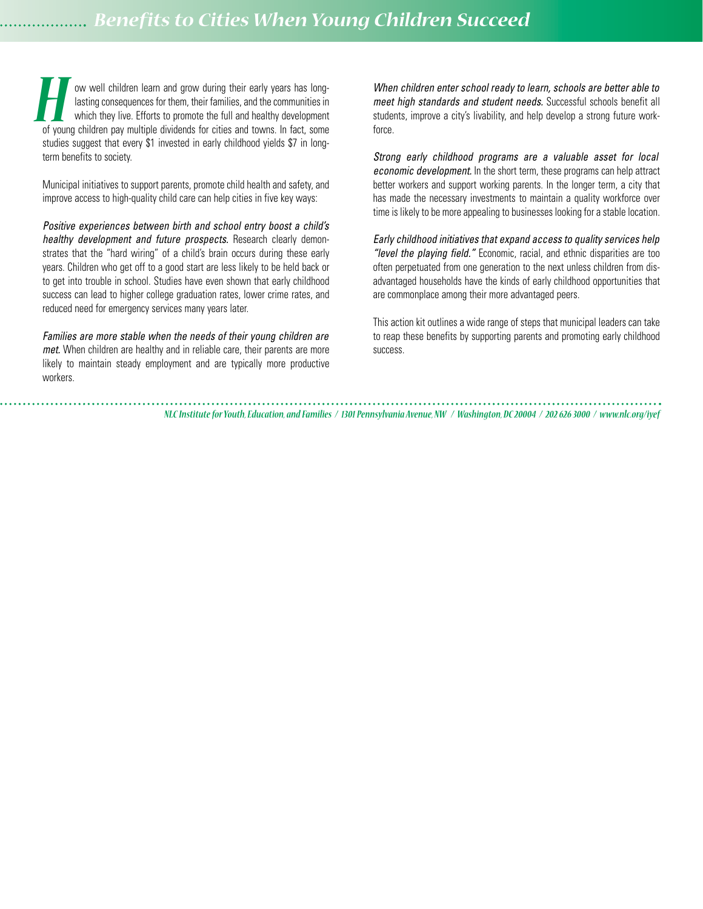# Benefits to Cities When Young Children Succeed

How well children learn and grow during their early years has long-lasting consequences for them, their families, and the communities in which they live. Efforts to promote the full and healthy development of young children pay multiple dividends for cities and towns. In fact, some studies suggest that every $1 invested in early childhood yields $7 in long-term benefits to society.

Municipal initiatives to support parents, promote child health and safety, and improve access to high-quality child care can help cities in five key ways:

*Positive experiences between birth and school entry boost a child's healthy development and future prospects.* Research clearly demonstrates that the "hard wiring" of a child's brain occurs during these early years. Children who get off to a good start are less likely to be held back or to get into trouble in school. Studies have even shown that early childhood success can lead to higher college graduation rates, lower crime rates, and reduced need for emergency services many years later.

*Families are more stable when the needs of their young children are met.* When children are healthy and in reliable care, their parents are more likely to maintain steady employment and are typically more productive workers.

*When children enter school ready to learn, schools are better able to meet high standards and student needs.* Successful schools benefit all students, improve a city's livability, and help develop a strong future workforce.

*Strong early childhood programs are a valuable asset for local economic development.* In the short term, these programs can help attract better workers and support working parents. In the longer term, a city that has made the necessary investments to maintain a quality workforce over time is likely to be more appealing to businesses looking for a stable location.

*Early childhood initiatives that expand access to quality services help "level the playing field."* Economic, racial, and ethnic disparities are too often perpetuated from one generation to the next unless children from disadvantaged households have the kinds of early childhood opportunities that are commonplace among their more advantaged peers.

This action kit outlines a wide range of steps that municipal leaders can take to reap these benefits by supporting parents and promoting early childhood success.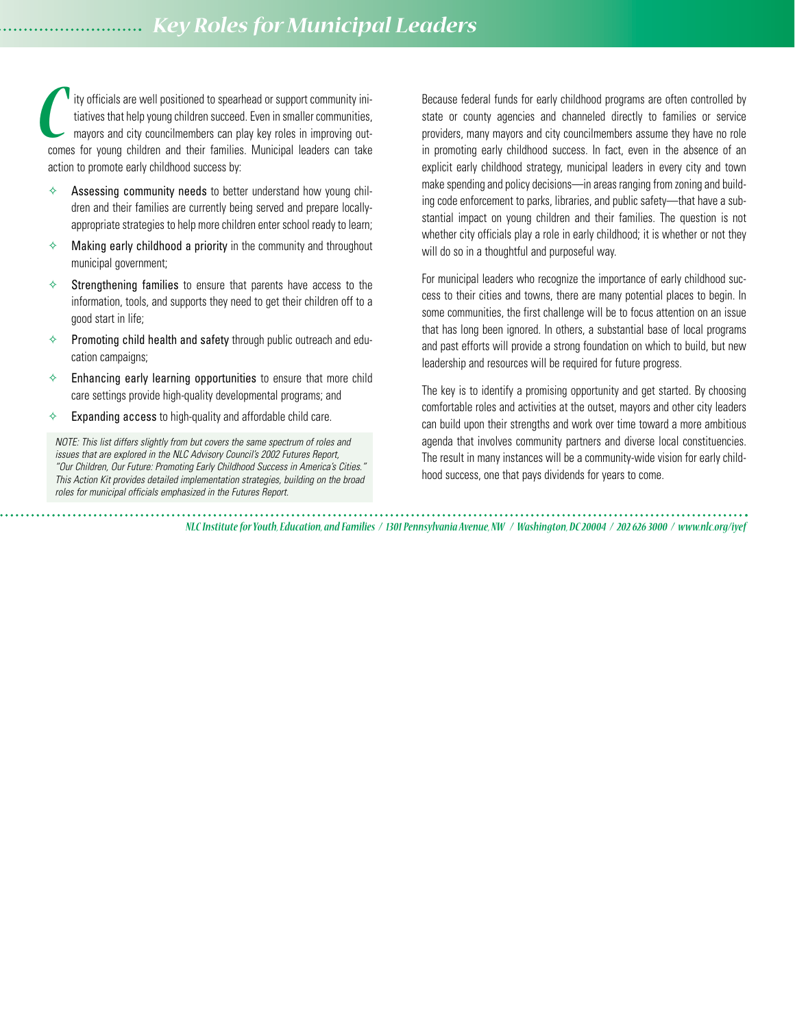# Key Roles for Municipal Leaders

City officials are well positioned to spearhead or support community initiatives that help young children succeed. Even in smaller communities, mayors and city councilmembers can play key roles in improving outcomes for young children and their families. Municipal leaders can take action to promote early childhood success by:

- **Assessing community needs** to better understand how young children and their families are currently being served and prepare locally-appropriate strategies to help more children enter school ready to learn;
- **Making early childhood a priority** in the community and throughout municipal government;
- **Strengthening families** to ensure that parents have access to the information, tools, and supports they need to get their children off to a good start in life;
- **Promoting child health and safety** through public outreach and education campaigns;
- **Enhancing early learning opportunities** to ensure that more child care settings provide high-quality developmental programs; and
- **Expanding access** to high-quality and affordable child care.

*NOTE: This list differs slightly from but covers the same spectrum of roles and issues that are explored in the NLC Advisory Council's 2002 Futures Report, "Our Children, Our Future: Promoting Early Childhood Success in America's Cities." This Action Kit provides detailed implementation strategies, building on the broad roles for municipal officials emphasized in the Futures Report.*

Because federal funds for early childhood programs are often controlled by state or county agencies and channeled directly to families or service providers, many mayors and city councilmembers assume they have no role in promoting early childhood success. In fact, even in the absence of an explicit early childhood strategy, municipal leaders in every city and town make spending and policy decisions—in areas ranging from zoning and building code enforcement to parks, libraries, and public safety—that have a substantial impact on young children and their families. The question is not whether city officials play a role in early childhood; it is whether or not they will do so in a thoughtful and purposeful way.

For municipal leaders who recognize the importance of early childhood success to their cities and towns, there are many potential places to begin. In some communities, the first challenge will be to focus attention on an issue that has long been ignored. In others, a substantial base of local programs and past efforts will provide a strong foundation on which to build, but new leadership and resources will be required for future progress.

The key is to identify a promising opportunity and get started. By choosing comfortable roles and activities at the outset, mayors and other city leaders can build upon their strengths and work over time toward a more ambitious agenda that involves community partners and diverse local constituencies. The result in many instances will be a community-wide vision for early childhood success, one that pays dividends for years to come.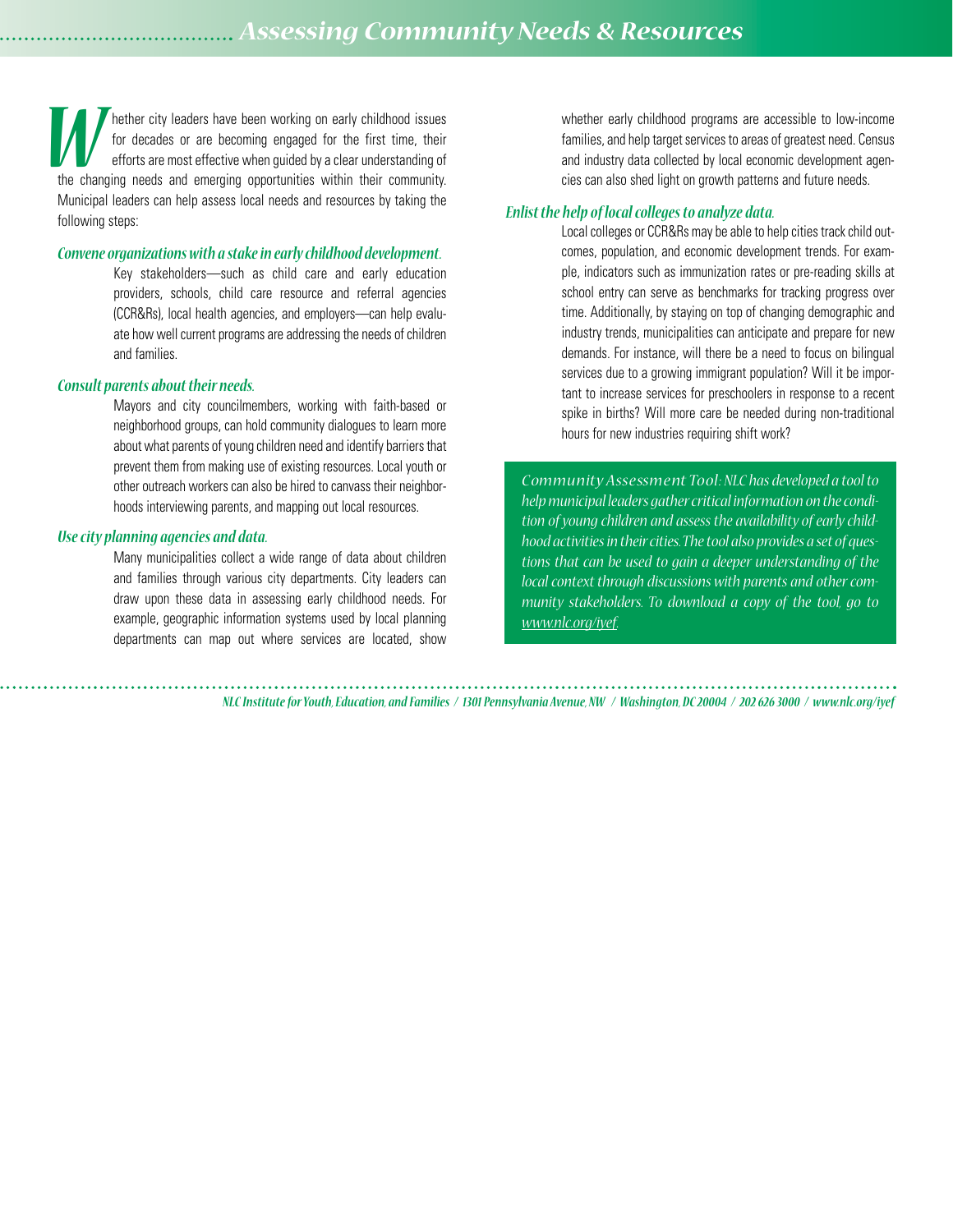# Assessing Community Needs & Resources

Whether city leaders have been working on early childhood issues for decades or are becoming engaged for the first time, their efforts are most effective when guided by a clear understanding of the changing needs and emerging opportunities within their community. Municipal leaders can help assess local needs and resources by taking the following steps:

### *Convene organizations with a stake in early childhood development.*

Key stakeholders—such as child care and early education providers, schools, child care resource and referral agencies (CCR&Rs), local health agencies, and employers—can help evaluate how well current programs are addressing the needs of children and families.

### *Consult parents about their needs.*

Mayors and city councilmembers, working with faith-based or neighborhood groups, can hold community dialogues to learn more about what parents of young children need and identify barriers that prevent them from making use of existing resources. Local youth or other outreach workers can also be hired to canvass their neighborhoods interviewing parents, and mapping out local resources.

### *Use city planning agencies and data.*

Many municipalities collect a wide range of data about children and families through various city departments. City leaders can draw upon these data in assessing early childhood needs. For example, geographic information systems used by local planning departments can map out where services are located, show whether early childhood programs are accessible to low-income families, and help target services to areas of greatest need. Census and industry data collected by local economic development agencies can also shed light on growth patterns and future needs.

### *Enlist the help of local colleges to analyze data.*

Local colleges or CCR&Rs may be able to help cities track child outcomes, population, and economic development trends. For example, indicators such as immunization rates or pre-reading skills at school entry can serve as benchmarks for tracking progress over time. Additionally, by staying on top of changing demographic and industry trends, municipalities can anticipate and prepare for new demands. For instance, will there be a need to focus on bilingual services due to a growing immigrant population? Will it be important to increase services for preschoolers in response to a recent spike in births? Will more care be needed during non-traditional hours for new industries requiring shift work?

*Community Assessment Tool: NLC has developed a tool to help municipal leaders gather critical information on the condition of young children and assess the availability of early childhood activities in their cities. The tool also provides a set of questions that can be used to gain a deeper understanding of the local context through discussions with parents and other community stakeholders. To download a copy of the tool, go to www.nlc.org/iyef.*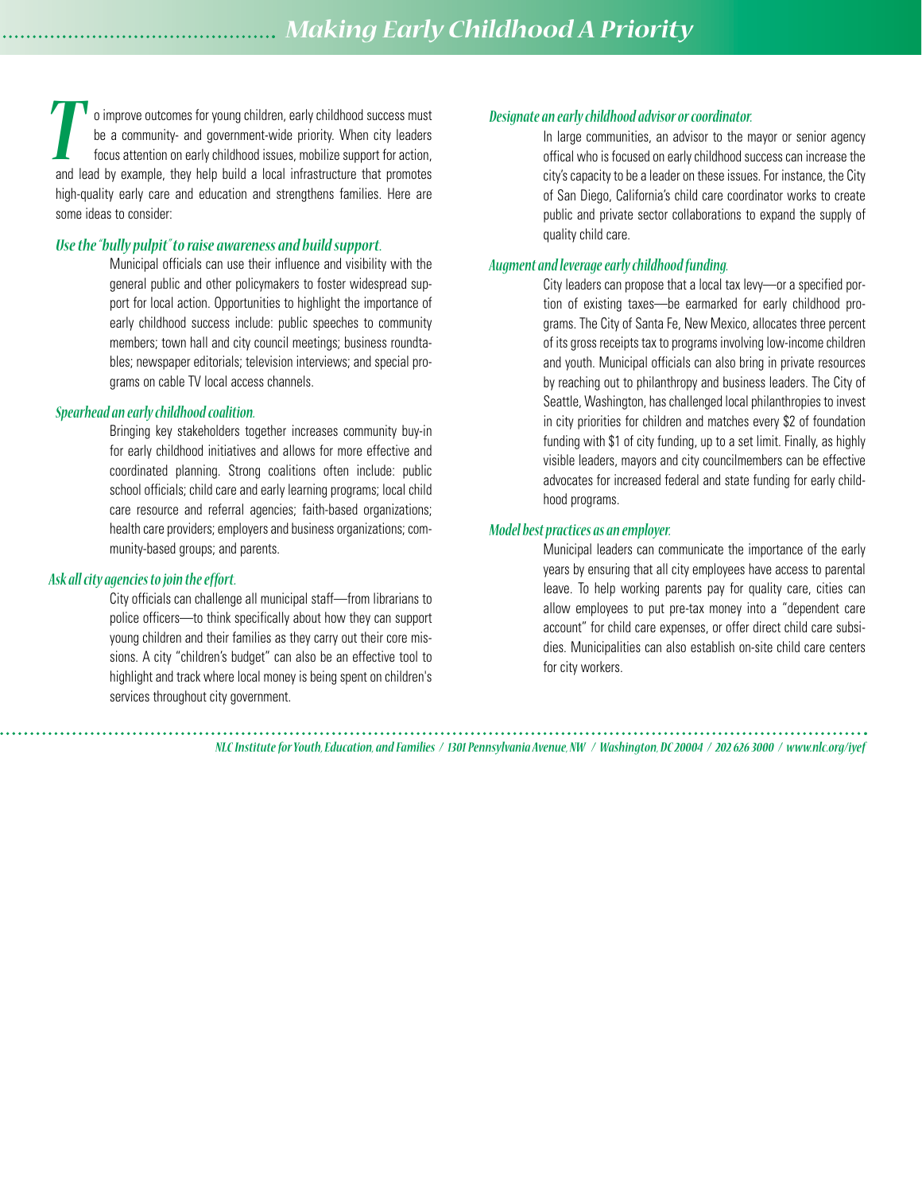# Making Early Childhood A Priority

To improve outcomes for young children, early childhood success must be a community- and government-wide priority. When city leaders focus attention on early childhood issues, mobilize support for action, and lead by example, they help build a local infrastructure that promotes high-quality early care and education and strengthens families. Here are some ideas to consider:

### *Use the "bully pulpit" to raise awareness and build support.*

Municipal officials can use their influence and visibility with the general public and other policymakers to foster widespread support for local action. Opportunities to highlight the importance of early childhood success include: public speeches to community members; town hall and city council meetings; business roundtables; newspaper editorials; television interviews; and special programs on cable TV local access channels.

### *Spearhead an early childhood coalition.*

Bringing key stakeholders together increases community buy-in for early childhood initiatives and allows for more effective and coordinated planning. Strong coalitions often include: public school officials; child care and early learning programs; local child care resource and referral agencies; faith-based organizations; health care providers; employers and business organizations; community-based groups; and parents.

### *Ask all city agencies to join the effort.*

City officials can challenge all municipal staff—from librarians to police officers—to think specifically about how they can support young children and their families as they carry out their core missions. A city "children's budget" can also be an effective tool to highlight and track where local money is being spent on children's services throughout city government.

### *Designate an early childhood advisor or coordinator.*

In large communities, an advisor to the mayor or senior agency offical who is focused on early childhood success can increase the city's capacity to be a leader on these issues. For instance, the City of San Diego, California's child care coordinator works to create public and private sector collaborations to expand the supply of quality child care.

### *Augment and leverage early childhood funding.*

City leaders can propose that a local tax levy—or a specified portion of existing taxes—be earmarked for early childhood programs. The City of Santa Fe, New Mexico, allocates three percent of its gross receipts tax to programs involving low-income children and youth. Municipal officials can also bring in private resources by reaching out to philanthropy and business leaders. The City of Seattle, Washington, has challenged local philanthropies to invest in city priorities for children and matches every $2 of foundation funding with $1 of city funding, up to a set limit. Finally, as highly visible leaders, mayors and city councilmembers can be effective advocates for increased federal and state funding for early childhood programs.

### *Model best practices as an employer.*

Municipal leaders can communicate the importance of the early years by ensuring that all city employees have access to parental leave. To help working parents pay for quality care, cities can allow employees to put pre-tax money into a "dependent care account" for child care expenses, or offer direct child care subsidies. Municipalities can also establish on-site child care centers for city workers.

*NLC Institute for Youth, Education, and Families / 1301 Pennsylvania Avenue, NW / Washington, DC 20004 / 202 626 3000 / www.nlc.org/iyef*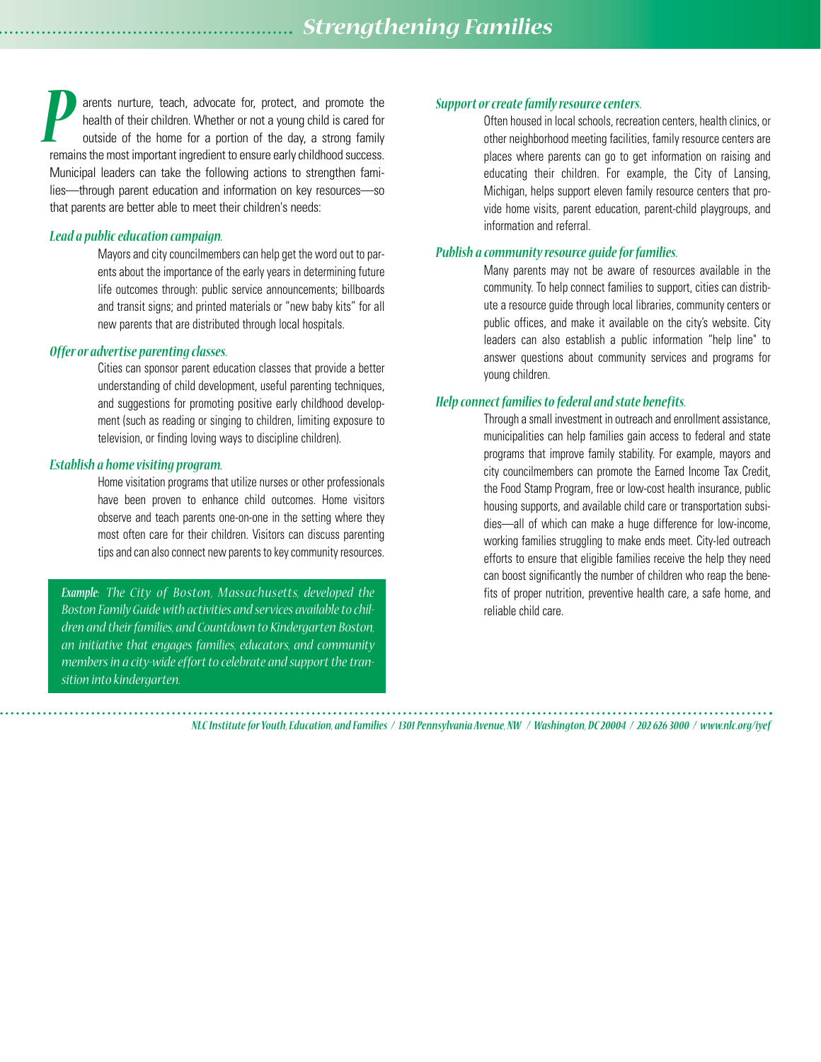# Strengthening Families

Parents nurture, teach, advocate for, protect, and promote the health of their children. Whether or not a young child is cared for outside of the home for a portion of the day, a strong family remains the most important ingredient to ensure early childhood success. Municipal leaders can take the following actions to strengthen families—through parent education and information on key resources—so that parents are better able to meet their children's needs:

### *Lead a public education campaign.*

Mayors and city councilmembers can help get the word out to parents about the importance of the early years in determining future life outcomes through: public service announcements; billboards and transit signs; and printed materials or "new baby kits" for all new parents that are distributed through local hospitals.

### *Offer or advertise parenting classes.*

Cities can sponsor parent education classes that provide a better understanding of child development, useful parenting techniques, and suggestions for promoting positive early childhood development (such as reading or singing to children, limiting exposure to television, or finding loving ways to discipline children).

### *Establish a home visiting program.*

Home visitation programs that utilize nurses or other professionals have been proven to enhance child outcomes. Home visitors observe and teach parents one-on-one in the setting where they most often care for their children. Visitors can discuss parenting tips and can also connect new parents to key community resources.

***Example:*** *The City of Boston, Massachusetts, developed the Boston Family Guide with activities and services available to children and their families, and Countdown to Kindergarten Boston, an initiative that engages families, educators, and community members in a city-wide effort to celebrate and support the transition into kindergarten.*

### *Support or create family resource centers.*

Often housed in local schools, recreation centers, health clinics, or other neighborhood meeting facilities, family resource centers are places where parents can go to get information on raising and educating their children. For example, the City of Lansing, Michigan, helps support eleven family resource centers that provide home visits, parent education, parent-child playgroups, and information and referral.

### *Publish a community resource guide for families.*

Many parents may not be aware of resources available in the community. To help connect families to support, cities can distribute a resource guide through local libraries, community centers or public offices, and make it available on the city's website. City leaders can also establish a public information "help line" to answer questions about community services and programs for young children.

### *Help connect families to federal and state benefits.*

Through a small investment in outreach and enrollment assistance, municipalities can help families gain access to federal and state programs that improve family stability. For example, mayors and city councilmembers can promote the Earned Income Tax Credit, the Food Stamp Program, free or low-cost health insurance, public housing supports, and available child care or transportation subsidies—all of which can make a huge difference for low-income, working families struggling to make ends meet. City-led outreach efforts to ensure that eligible families receive the help they need can boost significantly the number of children who reap the benefits of proper nutrition, preventive health care, a safe home, and reliable child care.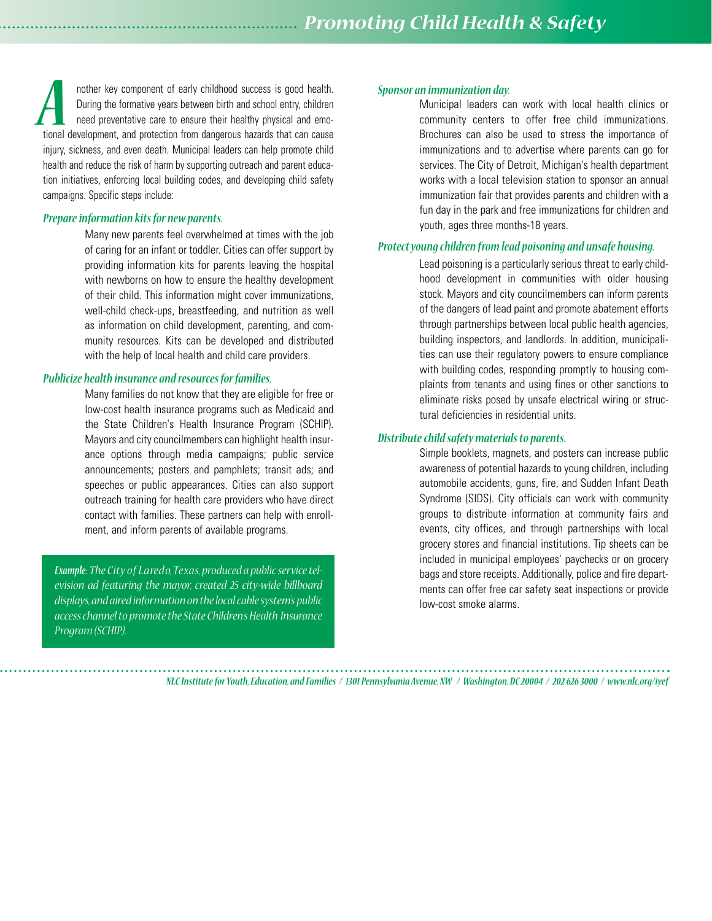# Promoting Child Health & Safety

Another key component of early childhood success is good health. During the formative years between birth and school entry, children need preventative care to ensure their healthy physical and emotional development, and protection from dangerous hazards that can cause injury, sickness, and even death. Municipal leaders can help promote child health and reduce the risk of harm by supporting outreach and parent education initiatives, enforcing local building codes, and developing child safety campaigns. Specific steps include:

### *Prepare information kits for new parents.*

Many new parents feel overwhelmed at times with the job of caring for an infant or toddler. Cities can offer support by providing information kits for parents leaving the hospital with newborns on how to ensure the healthy development of their child. This information might cover immunizations, well-child check-ups, breastfeeding, and nutrition as well as information on child development, parenting, and community resources. Kits can be developed and distributed with the help of local health and child care providers.

### *Publicize health insurance and resources for families.*

Many families do not know that they are eligible for free or low-cost health insurance programs such as Medicaid and the State Children's Health Insurance Program (SCHIP). Mayors and city councilmembers can highlight health insurance options through media campaigns; public service announcements; posters and pamphlets; transit ads; and speeches or public appearances. Cities can also support outreach training for health care providers who have direct contact with families. These partners can help with enrollment, and inform parents of available programs.

> ***Example:*** *The City of Laredo, Texas, produced a public service television ad featuring the mayor, created 25 city-wide billboard displays, and aired information on the local cable system's public access channel to promote the State Children's Health Insurance Program (SCHIP).*

### *Sponsor an immunization day.*

Municipal leaders can work with local health clinics or community centers to offer free child immunizations. Brochures can also be used to stress the importance of immunizations and to advertise where parents can go for services. The City of Detroit, Michigan's health department works with a local television station to sponsor an annual immunization fair that provides parents and children with a fun day in the park and free immunizations for children and youth, ages three months-18 years.

### *Protect young children from lead poisoning and unsafe housing.*

Lead poisoning is a particularly serious threat to early childhood development in communities with older housing stock. Mayors and city councilmembers can inform parents of the dangers of lead paint and promote abatement efforts through partnerships between local public health agencies, building inspectors, and landlords. In addition, municipalities can use their regulatory powers to ensure compliance with building codes, responding promptly to housing complaints from tenants and using fines or other sanctions to eliminate risks posed by unsafe electrical wiring or structural deficiencies in residential units.

### *Distribute child safety materials to parents.*

Simple booklets, magnets, and posters can increase public awareness of potential hazards to young children, including automobile accidents, guns, fire, and Sudden Infant Death Syndrome (SIDS). City officials can work with community groups to distribute information at community fairs and events, city offices, and through partnerships with local grocery stores and financial institutions. Tip sheets can be included in municipal employees' paychecks or on grocery bags and store receipts. Additionally, police and fire departments can offer free car safety seat inspections or provide low-cost smoke alarms.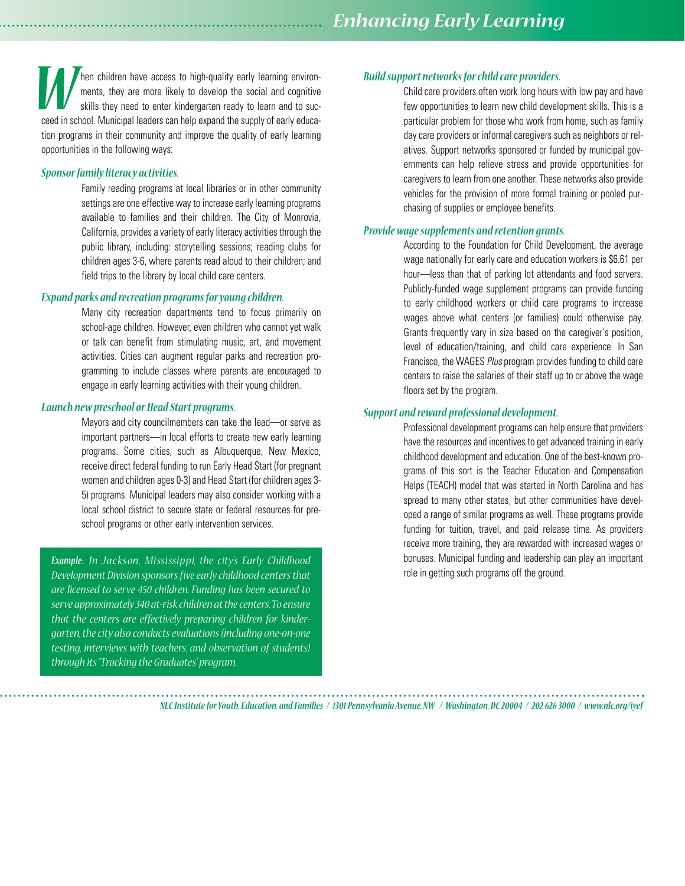## Enhancing Early Learning

When children have access to high-quality early learning environments, they are more likely to develop the social and cognitive skills they need to enter kindergarten ready to learn and to succeed in school. Municipal leaders can help expand the supply of early education programs in their community and improve the quality of early learning opportunities in the following ways:

***Sponsor family literacy activities.***

Family reading programs at local libraries or in other community settings are one effective way to increase early learning programs available to families and their children. The City of Monrovia, California, provides a variety of early literacy activities through the public library, including: storytelling sessions; reading clubs for children ages 3-6, where parents read aloud to their children; and field trips to the library by local child care centers.

***Expand parks and recreation programs for young children.***

Many city recreation departments tend to focus primarily on school-age children. However, even children who cannot yet walk or talk can benefit from stimulating music, art, and movement activities. Cities can augment regular parks and recreation programming to include classes where parents are encouraged to engage in early learning activities with their young children.

***Launch new preschool or Head Start programs.***

Mayors and city councilmembers can take the lead—or serve as important partners—in local efforts to create new early learning programs. Some cities, such as Albuquerque, New Mexico, receive direct federal funding to run Early Head Start (for pregnant women and children ages 0-3) and Head Start (for children ages 3-5) programs. Municipal leaders may also consider working with a local school district to secure state or federal resources for preschool programs or other early intervention services.

> ***Example:*** *In Jackson, Mississippi, the city's Early Childhood Development Division sponsors five early childhood centers that are licensed to serve 450 children. Funding has been secured to serve approximately 340 at-risk children at the centers. To ensure that the centers are effectively preparing children for kindergarten, the city also conducts evaluations (including one-on-one testing, interviews with teachers, and observation of students) through its "Tracking the Graduates" program.*

***Build support networks for child care providers.***

Child care providers often work long hours with low pay and have few opportunities to learn new child development skills. This is a particular problem for those who work from home, such as family day care providers or informal caregivers such as neighbors or relatives. Support networks sponsored or funded by municipal governments can help relieve stress and provide opportunities for caregivers to learn from one another. These networks also provide vehicles for the provision of more formal training or pooled purchasing of supplies or employee benefits.

***Provide wage supplements and retention grants.***

According to the Foundation for Child Development, the average wage nationally for early care and education workers is $6.61 per hour—less than that of parking lot attendants and food servers. Publicly-funded wage supplement programs can provide funding to early childhood workers or child care programs to increase wages above what centers (or families) could otherwise pay. Grants frequently vary in size based on the caregiver's position, level of education/training, and child care experience. In San Francisco, the WAGES *Plus* program provides funding to child care centers to raise the salaries of their staff up to or above the wage floors set by the program.

***Support and reward professional development.***

Professional development programs can help ensure that providers have the resources and incentives to get advanced training in early childhood development and education. One of the best-known programs of this sort is the Teacher Education and Compensation Helps (TEACH) model that was started in North Carolina and has spread to many other states, but other communities have developed a range of similar programs as well. These programs provide funding for tuition, travel, and paid release time. As providers receive more training, they are rewarded with increased wages or bonuses. Municipal funding and leadership can play an important role in getting such programs off the ground.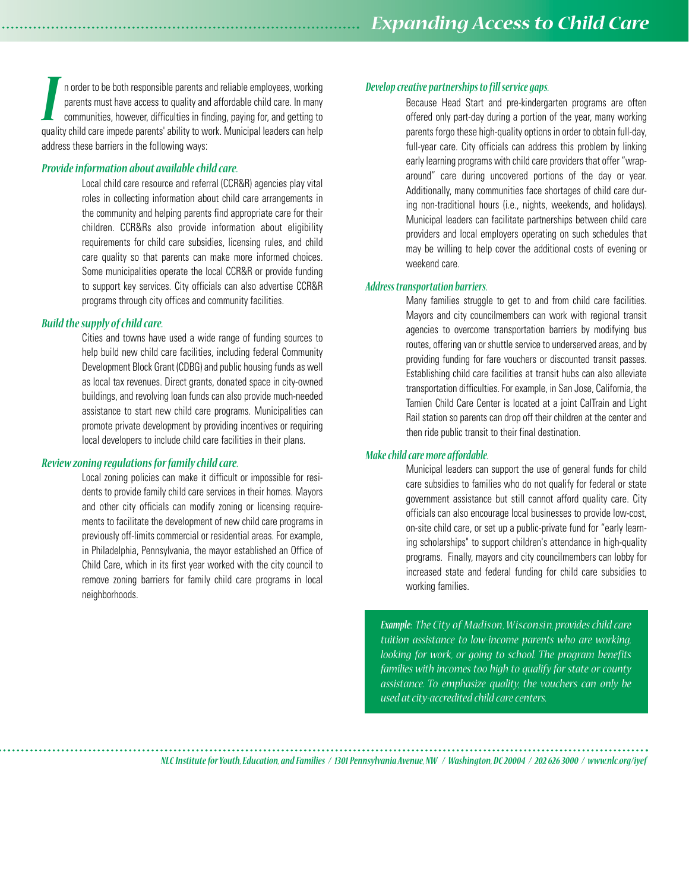# Expanding Access to Child Care

In order to be both responsible parents and reliable employees, working parents must have access to quality and affordable child care. In many communities, however, difficulties in finding, paying for, and getting to quality child care impede parents' ability to work. Municipal leaders can help address these barriers in the following ways:

### *Provide information about available child care.*

Local child care resource and referral (CCR&R) agencies play vital roles in collecting information about child care arrangements in the community and helping parents find appropriate care for their children. CCR&Rs also provide information about eligibility requirements for child care subsidies, licensing rules, and child care quality so that parents can make more informed choices. Some municipalities operate the local CCR&R or provide funding to support key services. City officials can also advertise CCR&R programs through city offices and community facilities.

### *Build the supply of child care.*

Cities and towns have used a wide range of funding sources to help build new child care facilities, including federal Community Development Block Grant (CDBG) and public housing funds as well as local tax revenues. Direct grants, donated space in city-owned buildings, and revolving loan funds can also provide much-needed assistance to start new child care programs. Municipalities can promote private development by providing incentives or requiring local developers to include child care facilities in their plans.

### *Review zoning regulations for family child care.*

Local zoning policies can make it difficult or impossible for residents to provide family child care services in their homes. Mayors and other city officials can modify zoning or licensing requirements to facilitate the development of new child care programs in previously off-limits commercial or residential areas. For example, in Philadelphia, Pennsylvania, the mayor established an Office of Child Care, which in its first year worked with the city council to remove zoning barriers for family child care programs in local neighborhoods.

### *Develop creative partnerships to fill service gaps.*

Because Head Start and pre-kindergarten programs are often offered only part-day during a portion of the year, many working parents forgo these high-quality options in order to obtain full-day, full-year care. City officials can address this problem by linking early learning programs with child care providers that offer "wrap-around" care during uncovered portions of the day or year. Additionally, many communities face shortages of child care during non-traditional hours (i.e., nights, weekends, and holidays). Municipal leaders can facilitate partnerships between child care providers and local employers operating on such schedules that may be willing to help cover the additional costs of evening or weekend care.

### *Address transportation barriers.*

Many families struggle to get to and from child care facilities. Mayors and city councilmembers can work with regional transit agencies to overcome transportation barriers by modifying bus routes, offering van or shuttle service to underserved areas, and by providing funding for fare vouchers or discounted transit passes. Establishing child care facilities at transit hubs can also alleviate transportation difficulties. For example, in San Jose, California, the Tamien Child Care Center is located at a joint CalTrain and Light Rail station so parents can drop off their children at the center and then ride public transit to their final destination.

### *Make child care more affordable.*

Municipal leaders can support the use of general funds for child care subsidies to families who do not qualify for federal or state government assistance but still cannot afford quality care. City officials can also encourage local businesses to provide low-cost, on-site child care, or set up a public-private fund for "early learning scholarships" to support children's attendance in high-quality programs. Finally, mayors and city councilmembers can lobby for increased state and federal funding for child care subsidies to working families.

***Example:*** *The City of Madison, Wisconsin, provides child care tuition assistance to low-income parents who are working, looking for work, or going to school. The program benefits families with incomes too high to qualify for state or county assistance. To emphasize quality, the vouchers can only be used at city-accredited child care centers.*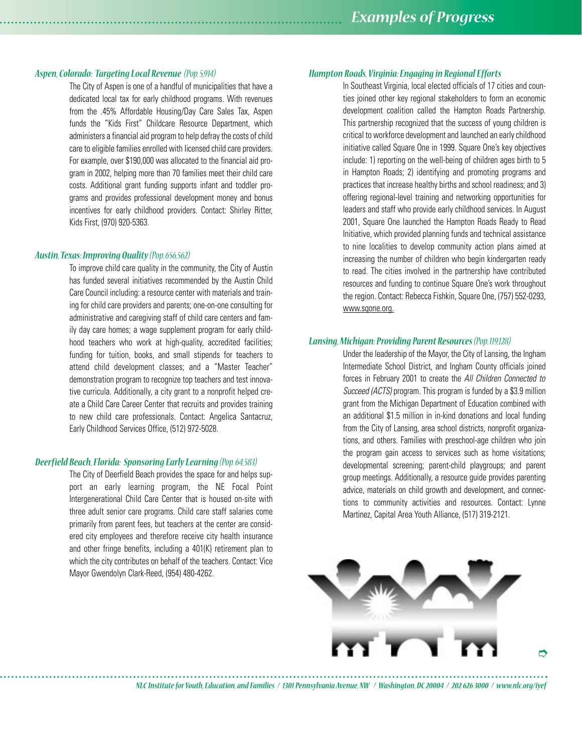## Examples of Progress

### *Aspen, Colorado: Targeting Local Revenue (Pop. 5,914)*

The City of Aspen is one of a handful of municipalities that have a dedicated local tax for early childhood programs. With revenues from the .45% Affordable Housing/Day Care Sales Tax, Aspen funds the "Kids First" Childcare Resource Department, which administers a financial aid program to help defray the costs of child care to eligible families enrolled with licensed child care providers. For example, over $190,000 was allocated to the financial aid program in 2002, helping more than 70 families meet their child care costs. Additional grant funding supports infant and toddler programs and provides professional development money and bonus incentives for early childhood providers. Contact: Shirley Ritter, Kids First, (970) 920-5363.

### *Austin, Texas: Improving Quality (Pop. 656,562)*

To improve child care quality in the community, the City of Austin has funded several initiatives recommended by the Austin Child Care Council including: a resource center with materials and training for child care providers and parents; one-on-one consulting for administrative and caregiving staff of child care centers and family day care homes; a wage supplement program for early childhood teachers who work at high-quality, accredited facilities; funding for tuition, books, and small stipends for teachers to attend child development classes; and a "Master Teacher" demonstration program to recognize top teachers and test innovative curricula. Additionally, a city grant to a nonprofit helped create a Child Care Career Center that recruits and provides training to new child care professionals. Contact: Angelica Santacruz, Early Childhood Services Office, (512) 972-5028.

### *Deerfield Beach, Florida: Sponsoring Early Learning (Pop. 64,583)*

The City of Deerfield Beach provides the space for and helps support an early learning program, the NE Focal Point Intergenerational Child Care Center that is housed on-site with three adult senior care programs. Child care staff salaries come primarily from parent fees, but teachers at the center are considered city employees and therefore receive city health insurance and other fringe benefits, including a 401(K) retirement plan to which the city contributes on behalf of the teachers. Contact: Vice Mayor Gwendolyn Clark-Reed, (954) 480-4262.

### *Hampton Roads, Virginia: Engaging in Regional Efforts*

In Southeast Virginia, local elected officials of 17 cities and counties joined other key regional stakeholders to form an economic development coalition called the Hampton Roads Partnership. This partnership recognized that the success of young children is critical to workforce development and launched an early childhood initiative called Square One in 1999. Square One's key objectives include: 1) reporting on the well-being of children ages birth to 5 in Hampton Roads; 2) identifying and promoting programs and practices that increase healthy births and school readiness; and 3) offering regional-level training and networking opportunities for leaders and staff who provide early childhood services. In August 2001, Square One launched the Hampton Roads Ready to Read Initiative, which provided planning funds and technical assistance to nine localities to develop community action plans aimed at increasing the number of children who begin kindergarten ready to read. The cities involved in the partnership have contributed resources and funding to continue Square One's work throughout the region. Contact: Rebecca Fishkin, Square One, (757) 552-0293, www.sqone.org.

### *Lansing, Michigan: Providing Parent Resources (Pop. 119,128)*

Under the leadership of the Mayor, the City of Lansing, the Ingham Intermediate School District, and Ingham County officials joined forces in February 2001 to create the *All Children Connected to Succeed (ACTS)* program. This program is funded by a $3.9 million grant from the Michigan Department of Education combined with an additional $1.5 million in in-kind donations and local funding from the City of Lansing, area school districts, nonprofit organizations, and others. Families with preschool-age children who join the program gain access to services such as home visitations; developmental screening; parent-child playgroups; and parent group meetings. Additionally, a resource guide provides parenting advice, materials on child growth and development, and connections to community activities and resources. Contact: Lynne Martinez, Capital Area Youth Alliance, (517) 319-2121.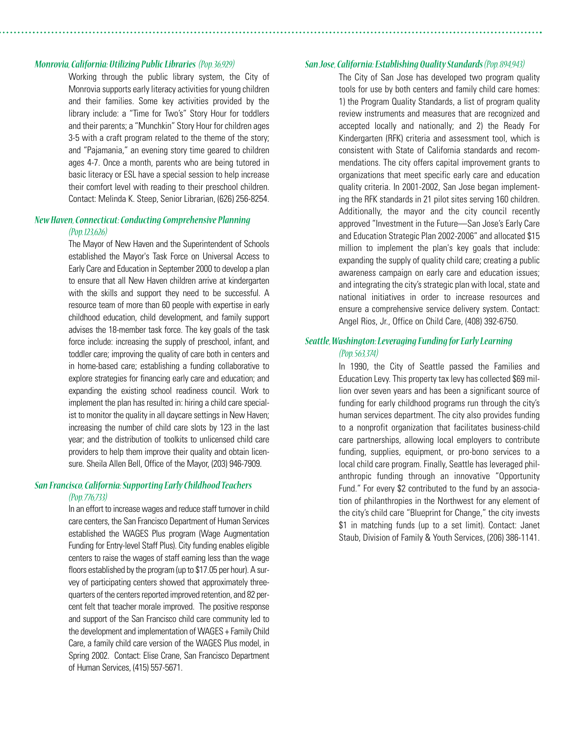### *Monrovia, California: Utilizing Public Libraries* *(Pop. 36,929)*

Working through the public library system, the City of Monrovia supports early literacy activities for young children and their families. Some key activities provided by the library include: a "Time for Two's" Story Hour for toddlers and their parents; a "Munchkin" Story Hour for children ages 3-5 with a craft program related to the theme of the story; and "Pajamania," an evening story time geared to children ages 4-7. Once a month, parents who are being tutored in basic literacy or ESL have a special session to help increase their comfort level with reading to their preschool children. Contact: Melinda K. Steep, Senior Librarian, (626) 256-8254.

### *New Haven, Connecticut: Conducting Comprehensive Planning* *(Pop. 123,626)*

The Mayor of New Haven and the Superintendent of Schools established the Mayor's Task Force on Universal Access to Early Care and Education in September 2000 to develop a plan to ensure that all New Haven children arrive at kindergarten with the skills and support they need to be successful. A resource team of more than 60 people with expertise in early childhood education, child development, and family support advises the 18-member task force. The key goals of the task force include: increasing the supply of preschool, infant, and toddler care; improving the quality of care both in centers and in home-based care; establishing a funding collaborative to explore strategies for financing early care and education; and expanding the existing school readiness council. Work to implement the plan has resulted in: hiring a child care specialist to monitor the quality in all daycare settings in New Haven; increasing the number of child care slots by 123 in the last year; and the distribution of toolkits to unlicensed child care providers to help them improve their quality and obtain licensure. Sheila Allen Bell, Office of the Mayor, (203) 946-7909.

### *San Francisco, California: Supporting Early Childhood Teachers* *(Pop. 776,733)*

In an effort to increase wages and reduce staff turnover in child care centers, the San Francisco Department of Human Services established the WAGES Plus program (Wage Augmentation Funding for Entry-level Staff Plus). City funding enables eligible centers to raise the wages of staff earning less than the wage floors established by the program (up to $17.05 per hour). A survey of participating centers showed that approximately three-quarters of the centers reported improved retention, and 82 percent felt that teacher morale improved. The positive response and support of the San Francisco child care community led to the development and implementation of WAGES + Family Child Care, a family child care version of the WAGES Plus model, in Spring 2002. Contact: Elise Crane, San Francisco Department of Human Services, (415) 557-5671.

### *San Jose, California: Establishing Quality Standards* *(Pop. 894,943)*

The City of San Jose has developed two program quality tools for use by both centers and family child care homes: 1) the Program Quality Standards, a list of program quality review instruments and measures that are recognized and accepted locally and nationally; and 2) the Ready For Kindergarten (RFK) criteria and assessment tool, which is consistent with State of California standards and recommendations. The city offers capital improvement grants to organizations that meet specific early care and education quality criteria. In 2001-2002, San Jose began implementing the RFK standards in 21 pilot sites serving 160 children. Additionally, the mayor and the city council recently approved "Investment in the Future—San Jose's Early Care and Education Strategic Plan 2002-2006" and allocated $15 million to implement the plan's key goals that include: expanding the supply of quality child care; creating a public awareness campaign on early care and education issues; and integrating the city's strategic plan with local, state and national initiatives in order to increase resources and ensure a comprehensive service delivery system. Contact: Angel Rios, Jr., Office on Child Care, (408) 392-6750.

### *Seattle, Washington: Leveraging Funding for Early Learning* *(Pop. 563,374)*

In 1990, the City of Seattle passed the Families and Education Levy. This property tax levy has collected $69 million over seven years and has been a significant source of funding for early childhood programs run through the city's human services department. The city also provides funding to a nonprofit organization that facilitates business-child care partnerships, allowing local employers to contribute funding, supplies, equipment, or pro-bono services to a local child care program. Finally, Seattle has leveraged philanthropic funding through an innovative "Opportunity Fund." For every $2 contributed to the fund by an association of philanthropies in the Northwest for any element of the city's child care "Blueprint for Change," the city invests $1 in matching funds (up to a set limit). Contact: Janet Staub, Division of Family & Youth Services, (206) 386-1141.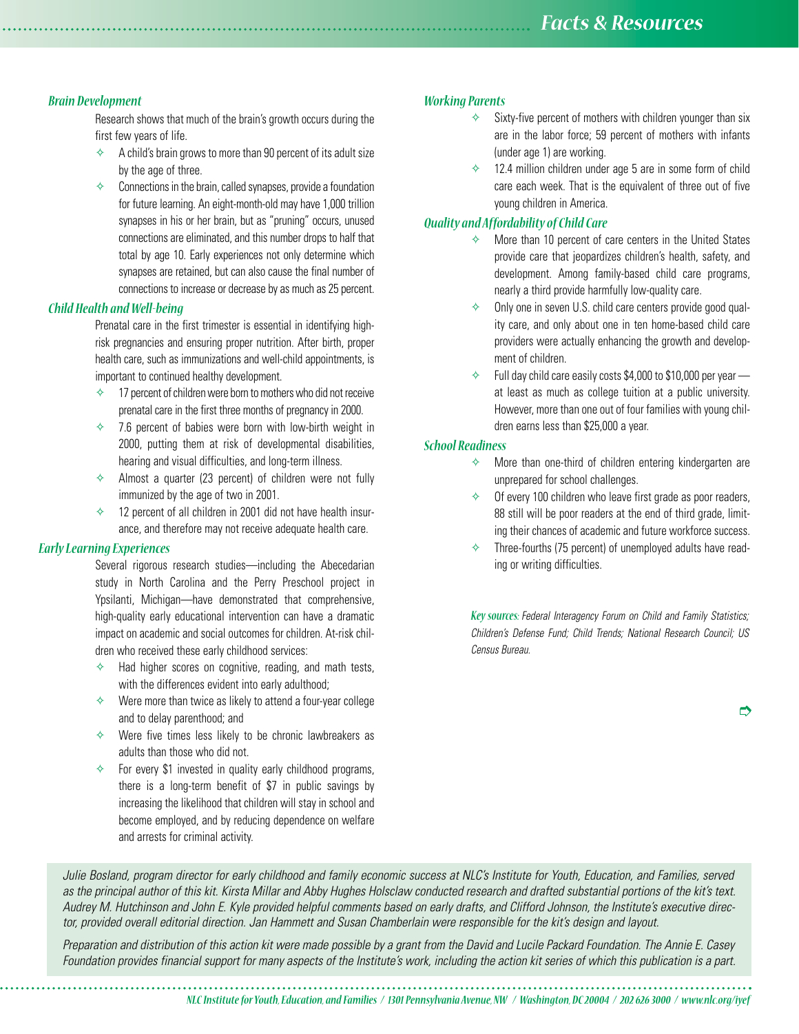## Facts & Resources

### *Brain Development*

Research shows that much of the brain's growth occurs during the first few years of life.

- A child's brain grows to more than 90 percent of its adult size by the age of three.
- Connections in the brain, called synapses, provide a foundation for future learning. An eight-month-old may have 1,000 trillion synapses in his or her brain, but as "pruning" occurs, unused connections are eliminated, and this number drops to half that total by age 10. Early experiences not only determine which synapses are retained, but can also cause the final number of connections to increase or decrease by as much as 25 percent.

### *Child Health and Well-being*

Prenatal care in the first trimester is essential in identifying high-risk pregnancies and ensuring proper nutrition. After birth, proper health care, such as immunizations and well-child appointments, is important to continued healthy development.

- 17 percent of children were born to mothers who did not receive prenatal care in the first three months of pregnancy in 2000.
- 7.6 percent of babies were born with low-birth weight in 2000, putting them at risk of developmental disabilities, hearing and visual difficulties, and long-term illness.
- Almost a quarter (23 percent) of children were not fully immunized by the age of two in 2001.
- 12 percent of all children in 2001 did not have health insurance, and therefore may not receive adequate health care.

### *Early Learning Experiences*

Several rigorous research studies—including the Abecedarian study in North Carolina and the Perry Preschool project in Ypsilanti, Michigan—have demonstrated that comprehensive, high-quality early educational intervention can have a dramatic impact on academic and social outcomes for children. At-risk children who received these early childhood services:

- Had higher scores on cognitive, reading, and math tests, with the differences evident into early adulthood;
- Were more than twice as likely to attend a four-year college and to delay parenthood; and
- Were five times less likely to be chronic lawbreakers as adults than those who did not.
- For every $1 invested in quality early childhood programs, there is a long-term benefit of $7 in public savings by increasing the likelihood that children will stay in school and become employed, and by reducing dependence on welfare and arrests for criminal activity.

### *Working Parents*

- Sixty-five percent of mothers with children younger than six are in the labor force; 59 percent of mothers with infants (under age 1) are working.
- 12.4 million children under age 5 are in some form of child care each week. That is the equivalent of three out of five young children in America.

### *Quality and Affordability of Child Care*

- More than 10 percent of care centers in the United States provide care that jeopardizes children's health, safety, and development. Among family-based child care programs, nearly a third provide harmfully low-quality care.
- Only one in seven U.S. child care centers provide good quality care, and only about one in ten home-based child care providers were actually enhancing the growth and development of children.
- Full day child care easily costs $4,000 to $10,000 per year — at least as much as college tuition at a public university. However, more than one out of four families with young children earns less than $25,000 a year.

### *School Readiness*

- More than one-third of children entering kindergarten are unprepared for school challenges.
- Of every 100 children who leave first grade as poor readers, 88 still will be poor readers at the end of third grade, limiting their chances of academic and future workforce success.
- Three-fourths (75 percent) of unemployed adults have reading or writing difficulties.

***Key sources:*** *Federal Interagency Forum on Child and Family Statistics; Children's Defense Fund; Child Trends; National Research Council; US Census Bureau.*

*Julie Bosland, program director for early childhood and family economic success at NLC's Institute for Youth, Education, and Families, served as the principal author of this kit. Kirsta Millar and Abby Hughes Holsclaw conducted research and drafted substantial portions of the kit's text. Audrey M. Hutchinson and John E. Kyle provided helpful comments based on early drafts, and Clifford Johnson, the Institute's executive director, provided overall editorial direction. Jan Hammett and Susan Chamberlain were responsible for the kit's design and layout.*

*Preparation and distribution of this action kit were made possible by a grant from the David and Lucile Packard Foundation. The Annie E. Casey Foundation provides financial support for many aspects of the Institute's work, including the action kit series of which this publication is a part.*

*NLC Institute for Youth, Education, and Families / 1301 Pennsylvania Avenue, NW / Washington, DC 20004 / 202 626 3000 / www.nlc.org/iyef*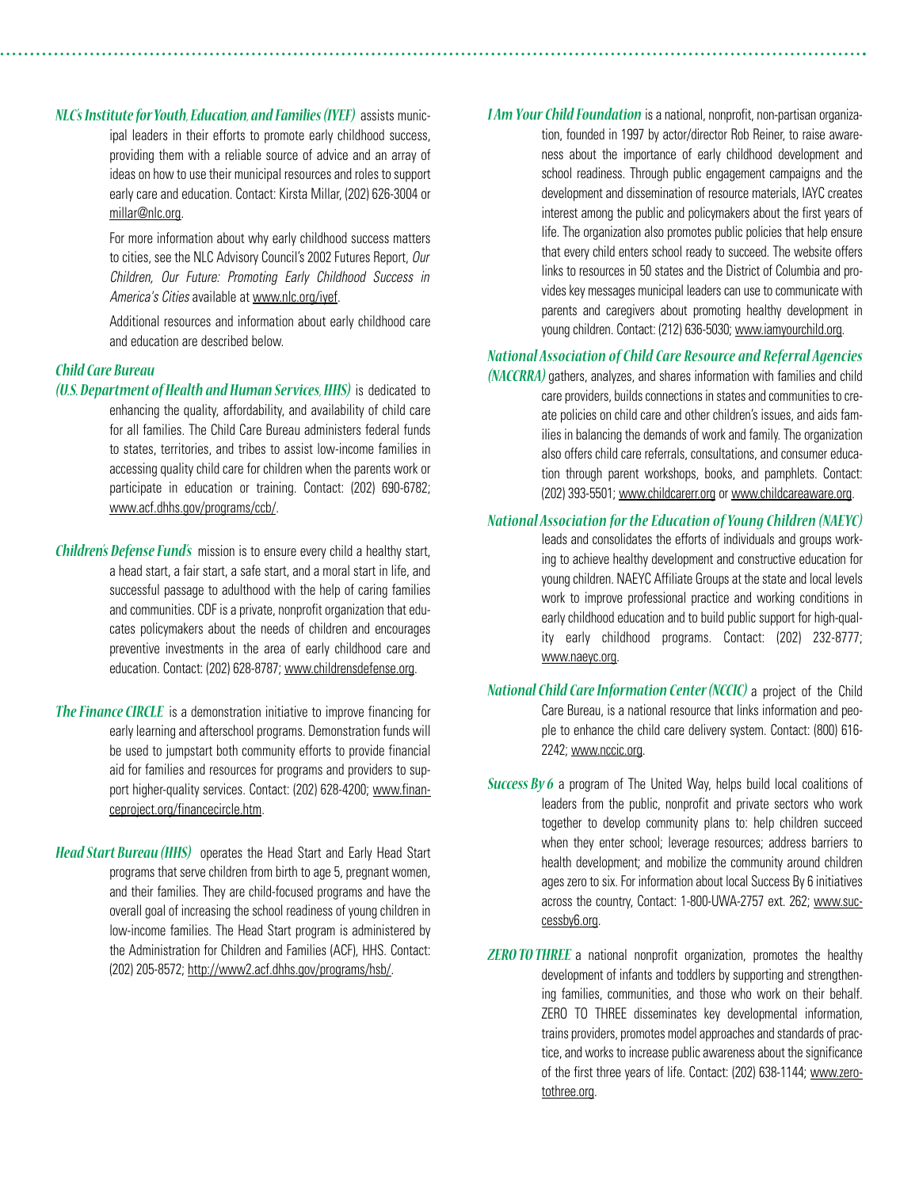***NLC's Institute for Youth, Education, and Families (IYEF)*** assists municipal leaders in their efforts to promote early childhood success, providing them with a reliable source of advice and an array of ideas on how to use their municipal resources and roles to support early care and education. Contact: Kirsta Millar, (202) 626-3004 or millar@nlc.org.

For more information about why early childhood success matters to cities, see the NLC Advisory Council's 2002 Futures Report, *Our Children, Our Future: Promoting Early Childhood Success in America's Cities* available at www.nlc.org/iyef.

Additional resources and information about early childhood care and education are described below.

***Child Care Bureau (U.S. Department of Health and Human Services, HHS)*** is dedicated to enhancing the quality, affordability, and availability of child care for all families. The Child Care Bureau administers federal funds to states, territories, and tribes to assist low-income families in accessing quality child care for children when the parents work or participate in education or training. Contact: (202) 690-6782; www.acf.dhhs.gov/programs/ccb/.

***Children's Defense Fund's*** mission is to ensure every child a healthy start, a head start, a fair start, a safe start, and a moral start in life, and successful passage to adulthood with the help of caring families and communities. CDF is a private, nonprofit organization that educates policymakers about the needs of children and encourages preventive investments in the area of early childhood care and education. Contact: (202) 628-8787; www.childrensdefense.org.

***The Finance CIRCLE*** is a demonstration initiative to improve financing for early learning and afterschool programs. Demonstration funds will be used to jumpstart both community efforts to provide financial aid for families and resources for programs and providers to support higher-quality services. Contact: (202) 628-4200; www.financeproject.org/financecircle.htm.

***Head Start Bureau (HHS)*** operates the Head Start and Early Head Start programs that serve children from birth to age 5, pregnant women, and their families. They are child-focused programs and have the overall goal of increasing the school readiness of young children in low-income families. The Head Start program is administered by the Administration for Children and Families (ACF), HHS. Contact: (202) 205-8572; http://www2.acf.dhhs.gov/programs/hsb/.

***I Am Your Child Foundation*** is a national, nonprofit, non-partisan organization, founded in 1997 by actor/director Rob Reiner, to raise awareness about the importance of early childhood development and school readiness. Through public engagement campaigns and the development and dissemination of resource materials, IAYC creates interest among the public and policymakers about the first years of life. The organization also promotes public policies that help ensure that every child enters school ready to succeed. The website offers links to resources in 50 states and the District of Columbia and provides key messages municipal leaders can use to communicate with parents and caregivers about promoting healthy development in young children. Contact: (212) 636-5030; www.iamyourchild.org.

***National Association of Child Care Resource and Referral Agencies (NACCRRA)*** gathers, analyzes, and shares information with families and child care providers, builds connections in states and communities to create policies on child care and other children's issues, and aids families in balancing the demands of work and family. The organization also offers child care referrals, consultations, and consumer education through parent workshops, books, and pamphlets. Contact: (202) 393-5501; www.childcarerr.org or www.childcareaware.org.

***National Association for the Education of Young Children (NAEYC)*** leads and consolidates the efforts of individuals and groups working to achieve healthy development and constructive education for young children. NAEYC Affiliate Groups at the state and local levels work to improve professional practice and working conditions in early childhood education and to build public support for high-quality early childhood programs. Contact: (202) 232-8777; www.naeyc.org.

***National Child Care Information Center (NCCIC)*** a project of the Child Care Bureau, is a national resource that links information and people to enhance the child care delivery system. Contact: (800) 616-2242; www.nccic.org.

***Success By 6*** a program of The United Way, helps build local coalitions of leaders from the public, nonprofit and private sectors who work together to develop community plans to: help children succeed when they enter school; leverage resources; address barriers to health development; and mobilize the community around children ages zero to six. For information about local Success By 6 initiatives across the country, Contact: 1-800-UWA-2757 ext. 262; www.successby6.org.

***ZERO TO THREE*** a national nonprofit organization, promotes the healthy development of infants and toddlers by supporting and strengthening families, communities, and those who work on their behalf. ZERO TO THREE disseminates key developmental information, trains providers, promotes model approaches and standards of practice, and works to increase public awareness about the significance of the first three years of life. Contact: (202) 638-1144; www.zerotothree.org.